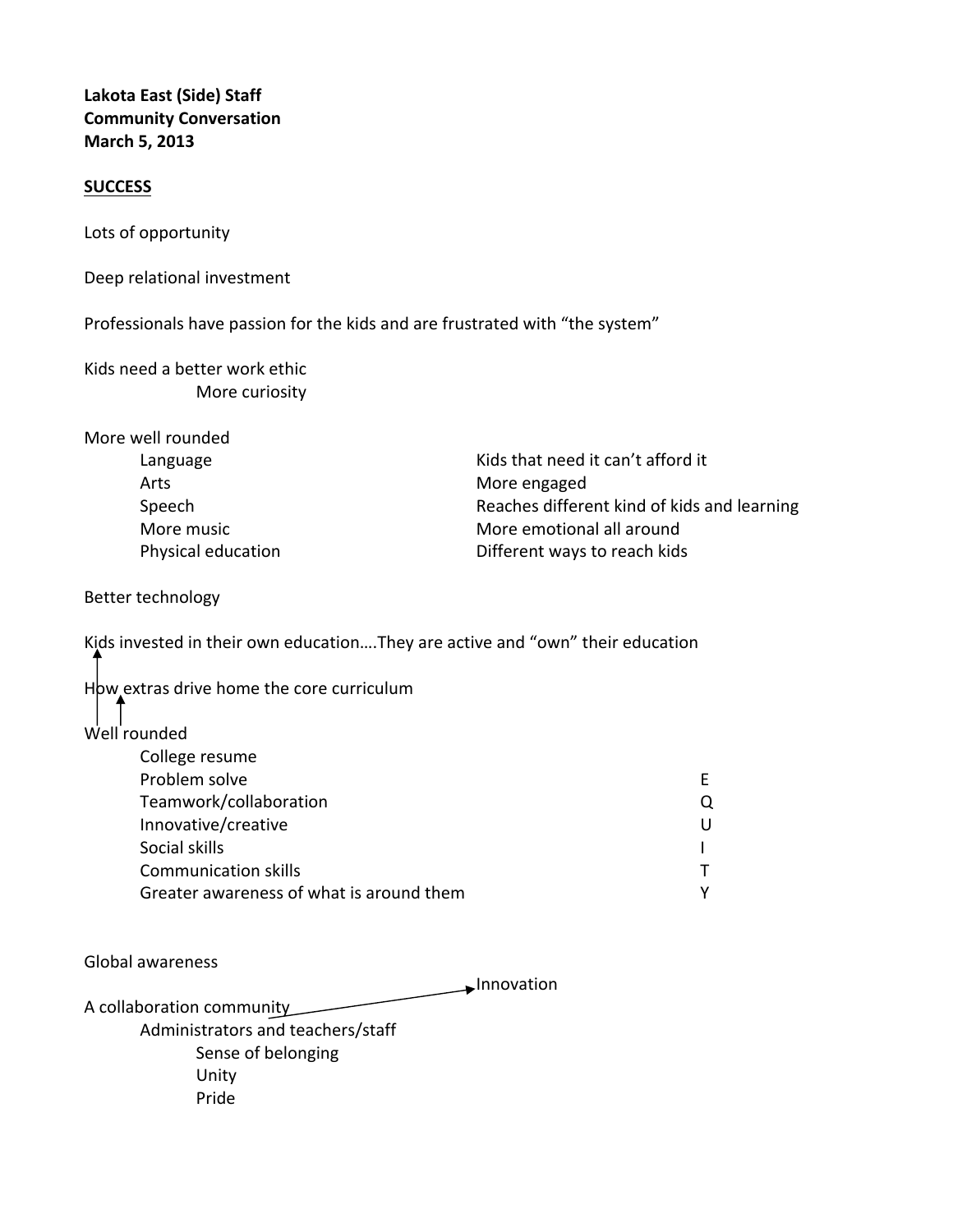**Lakota East (Side) Staff**
**Community Conversation**
**March 5, 2013**

**<u>SUCCESS</u>**

Lots of opportunity

Deep relational investment

Professionals have passion for the kids and are frustrated with "the system"

Kids need a better work ethic
- More curiosity

More well rounded
- Language
- Arts
- Speech
- More music
- Physical education

Kids that need it can't afford it
More engaged
Reaches different kind of kids and learning
More emotional all around
Different ways to reach kids

Better technology

Kids invested in their own education….They are active and "own" their education

How extras drive home the core curriculum

Well rounded
- College resume
- Problem solve
- Teamwork/collaboration
- Innovative/creative
- Social skills
- Communication skills
- Greater awareness of what is around them

EQUITY

Global awareness

A collaboration community → Innovation
- Administrators and teachers/staff
  - Sense of belonging
  - Unity
  - Pride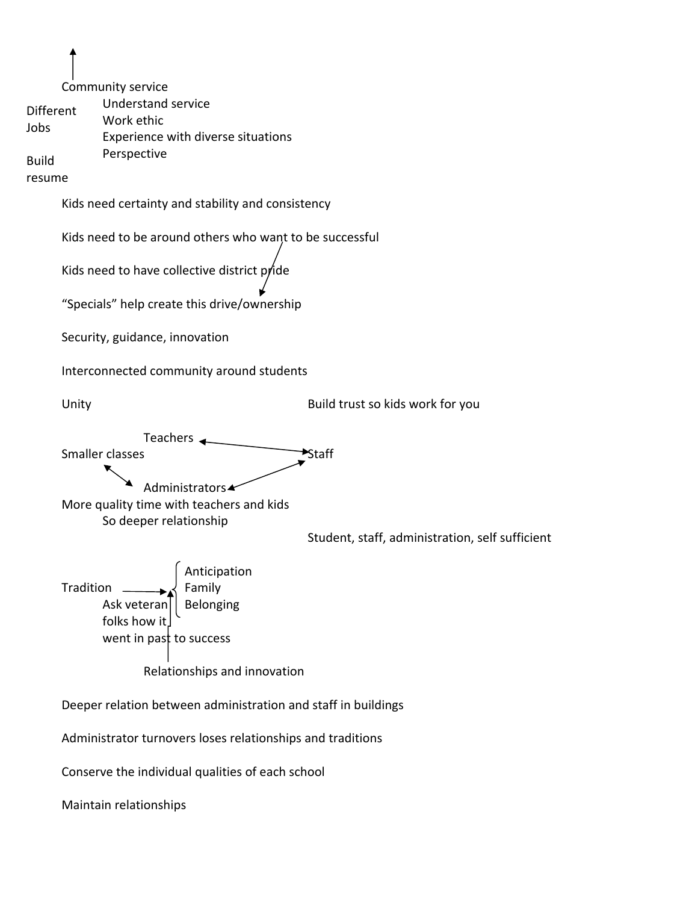Community service

- Understand service
- Work ethic
- Experience with diverse situations
- Perspective

Different Jobs

Build resume

Kids need certainty and stability and consistency

Kids need to be around others who want to be successful

Kids need to have collective district pride

"Specials" help create this drive/ownership

Security, guidance, innovation

Interconnected community around students

Unity

Build trust so kids work for you

Teachers ↔ Staff

Smaller classes ↔ Administrators

Administrators ↔ Staff

More quality time with teachers and kids

- So deeper relationship

Student, staff, administration, self sufficient

Tradition → Anticipation, Family, Belonging

- Ask veteran folks how it went in past to success

Relationships and innovation ↑

Deeper relation between administration and staff in buildings

Administrator turnovers loses relationships and traditions

Conserve the individual qualities of each school

Maintain relationships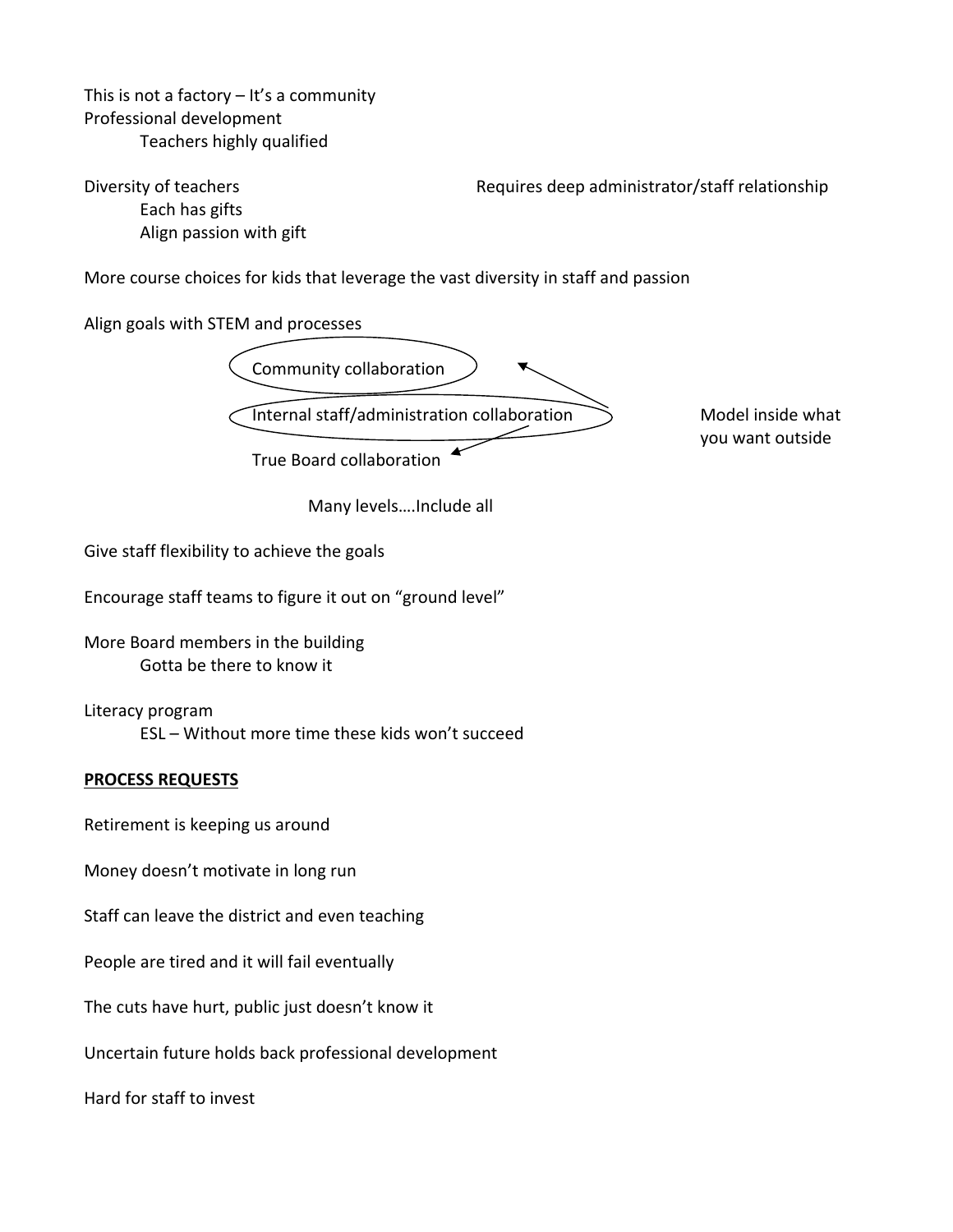This is not a factory – It's a community

Professional development

- Teachers highly qualified

Diversity of teachers

- Each has gifts
- Align passion with gift

Requires deep administrator/staff relationship

More course choices for kids that leverage the vast diversity in staff and passion

Align goals with STEM and processes

- Community collaboration
- Internal staff/administration collaboration
- True Board collaboration

Model inside what you want outside

Many levels….Include all

Give staff flexibility to achieve the goals

Encourage staff teams to figure it out on "ground level"

More Board members in the building

- Gotta be there to know it

Literacy program

- ESL – Without more time these kids won't succeed

**PROCESS REQUESTS**

Retirement is keeping us around

Money doesn't motivate in long run

Staff can leave the district and even teaching

People are tired and it will fail eventually

The cuts have hurt, public just doesn't know it

Uncertain future holds back professional development

Hard for staff to invest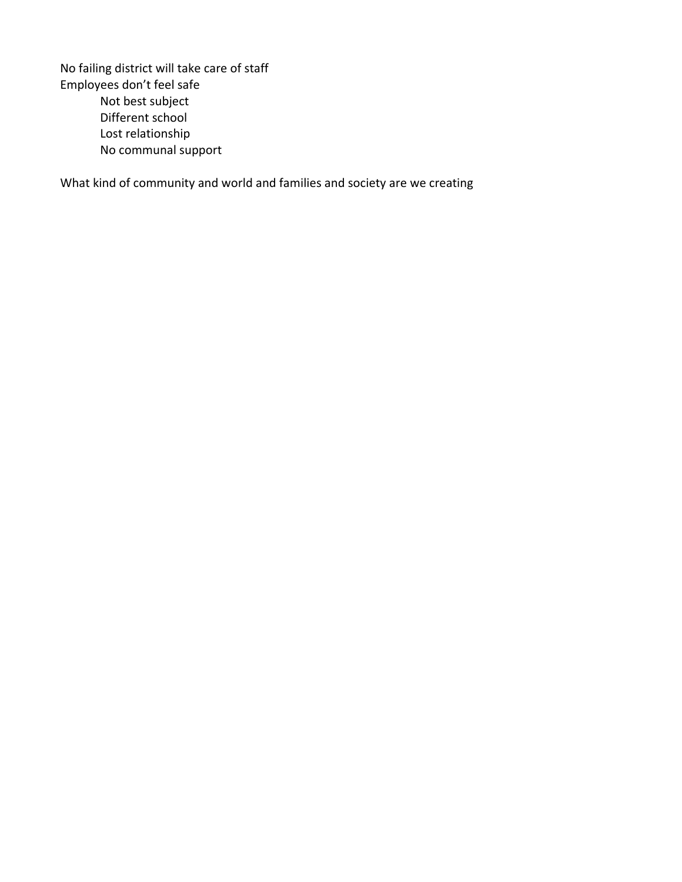No failing district will take care of staff

Employees don't feel safe

- Not best subject
- Different school
- Lost relationship
- No communal support

What kind of community and world and families and society are we creating